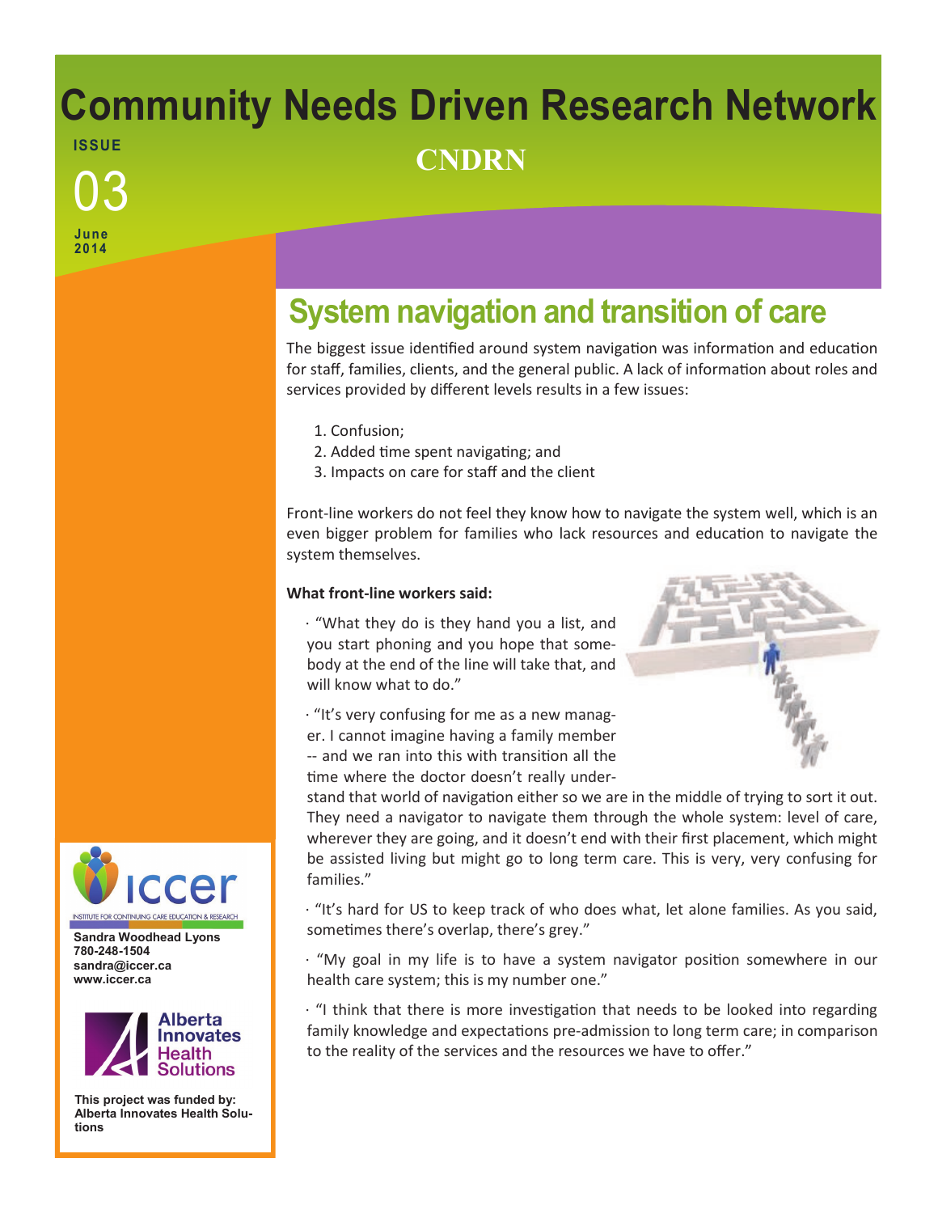# Community Needs Driven Research Network

**ISSUE**

03

**June 2014**

## CNDRN

## System navigation and transition of care

The biggest issue identified around system navigation was information and education for staff, families, clients, and the general public. A lack of information about roles and services provided by different levels results in a few issues:

1. Confusion;
2. Added time spent navigating; and
3. Impacts on care for staff and the client

Front-line workers do not feel they know how to navigate the system well, which is an even bigger problem for families who lack resources and education to navigate the system themselves.

**What front-line workers said:**

· "What they do is they hand you a list, and you start phoning and you hope that somebody at the end of the line will take that, and will know what to do."

· "It's very confusing for me as a new manager. I cannot imagine having a family member -- and we ran into this with transition all the time where the doctor doesn't really understand that world of navigation either so we are in the middle of trying to sort it out. They need a navigator to navigate them through the whole system: level of care, wherever they are going, and it doesn't end with their first placement, which might be assisted living but might go to long term care. This is very, very confusing for families."

· "It's hard for US to keep track of who does what, let alone families. As you said, sometimes there's overlap, there's grey."

· "My goal in my life is to have a system navigator position somewhere in our health care system; this is my number one."

· "I think that there is more investigation that needs to be looked into regarding family knowledge and expectations pre-admission to long term care; in comparison to the reality of the services and the resources we have to offer."

iccer
INSTITUTE FOR CONTINUING CARE EDUCATION & RESEARCH

**Sandra Woodhead Lyons**
**780-248-1504**
**sandra@iccer.ca**
**www.iccer.ca**

Alberta Innovates Health Solutions

**This project was funded by: Alberta Innovates Health Solutions**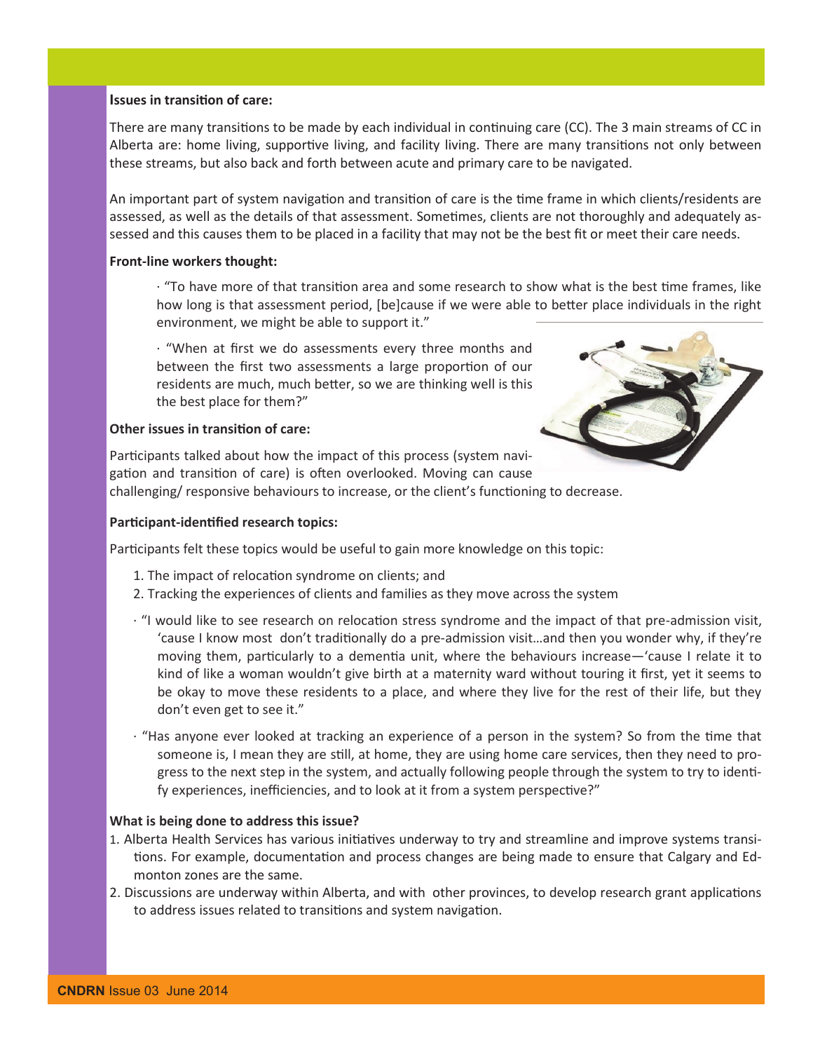**Issues in transition of care:**

There are many transitions to be made by each individual in continuing care (CC). The 3 main streams of CC in Alberta are: home living, supportive living, and facility living. There are many transitions not only between these streams, but also back and forth between acute and primary care to be navigated.

An important part of system navigation and transition of care is the time frame in which clients/residents are assessed, as well as the details of that assessment. Sometimes, clients are not thoroughly and adequately assessed and this causes them to be placed in a facility that may not be the best fit or meet their care needs.

**Front-line workers thought:**

- "To have more of that transition area and some research to show what is the best time frames, like how long is that assessment period, [be]cause if we were able to better place individuals in the right environment, we might be able to support it."
- "When at first we do assessments every three months and between the first two assessments a large proportion of our residents are much, much better, so we are thinking well is this the best place for them?"

**Other issues in transition of care:**

Participants talked about how the impact of this process (system navigation and transition of care) is often overlooked. Moving can cause challenging/ responsive behaviours to increase, or the client's functioning to decrease.

**Participant-identified research topics:**

Participants felt these topics would be useful to gain more knowledge on this topic:

1. The impact of relocation syndrome on clients; and
2. Tracking the experiences of clients and families as they move across the system

- "I would like to see research on relocation stress syndrome and the impact of that pre-admission visit, 'cause I know most don't traditionally do a pre-admission visit…and then you wonder why, if they're moving them, particularly to a dementia unit, where the behaviours increase—'cause I relate it to kind of like a woman wouldn't give birth at a maternity ward without touring it first, yet it seems to be okay to move these residents to a place, and where they live for the rest of their life, but they don't even get to see it."
- "Has anyone ever looked at tracking an experience of a person in the system? So from the time that someone is, I mean they are still, at home, they are using home care services, then they need to progress to the next step in the system, and actually following people through the system to try to identify experiences, inefficiencies, and to look at it from a system perspective?"

**What is being done to address this issue?**

1. Alberta Health Services has various initiatives underway to try and streamline and improve systems transitions. For example, documentation and process changes are being made to ensure that Calgary and Edmonton zones are the same.
2. Discussions are underway within Alberta, and with other provinces, to develop research grant applications to address issues related to transitions and system navigation.